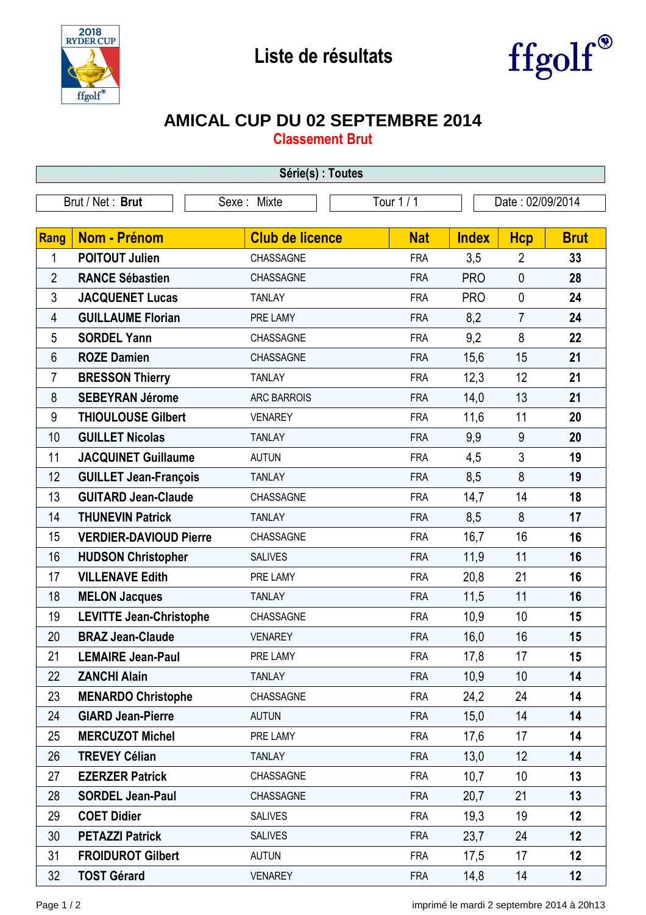# Liste de résultats

## AMICAL CUP DU 02 SEPTEMBRE 2014

### Classement Brut

**Série(s) : Toutes**

Brut / Net : **Brut** | Sexe : Mixte | Tour 1 / 1 | Date : 02/09/2014

| Rang | Nom - Prénom | Club de licence | Nat | Index | Hcp | Brut |
|---|---|---|---|---|---|---|
| 1 | **POITOUT Julien** | CHASSAGNE | FRA | 3,5 | 2 | **33** |
| 2 | **RANCE Sébastien** | CHASSAGNE | FRA | PRO | 0 | **28** |
| 3 | **JACQUENET Lucas** | TANLAY | FRA | PRO | 0 | **24** |
| 4 | **GUILLAUME Florian** | PRE LAMY | FRA | 8,2 | 7 | **24** |
| 5 | **SORDEL Yann** | CHASSAGNE | FRA | 9,2 | 8 | **22** |
| 6 | **ROZE Damien** | CHASSAGNE | FRA | 15,6 | 15 | **21** |
| 7 | **BRESSON Thierry** | TANLAY | FRA | 12,3 | 12 | **21** |
| 8 | **SEBEYRAN Jérome** | ARC BARROIS | FRA | 14,0 | 13 | **21** |
| 9 | **THIOULOUSE Gilbert** | VENAREY | FRA | 11,6 | 11 | **20** |
| 10 | **GUILLET Nicolas** | TANLAY | FRA | 9,9 | 9 | **20** |
| 11 | **JACQUINET Guillaume** | AUTUN | FRA | 4,5 | 3 | **19** |
| 12 | **GUILLET Jean-François** | TANLAY | FRA | 8,5 | 8 | **19** |
| 13 | **GUITARD Jean-Claude** | CHASSAGNE | FRA | 14,7 | 14 | **18** |
| 14 | **THUNEVIN Patrick** | TANLAY | FRA | 8,5 | 8 | **17** |
| 15 | **VERDIER-DAVIOUD Pierre** | CHASSAGNE | FRA | 16,7 | 16 | **16** |
| 16 | **HUDSON Christopher** | SALIVES | FRA | 11,9 | 11 | **16** |
| 17 | **VILLENAVE Edith** | PRE LAMY | FRA | 20,8 | 21 | **16** |
| 18 | **MELON Jacques** | TANLAY | FRA | 11,5 | 11 | **16** |
| 19 | **LEVITTE Jean-Christophe** | CHASSAGNE | FRA | 10,9 | 10 | **15** |
| 20 | **BRAZ Jean-Claude** | VENAREY | FRA | 16,0 | 16 | **15** |
| 21 | **LEMAIRE Jean-Paul** | PRE LAMY | FRA | 17,8 | 17 | **15** |
| 22 | **ZANCHI Alain** | TANLAY | FRA | 10,9 | 10 | **14** |
| 23 | **MENARDO Christophe** | CHASSAGNE | FRA | 24,2 | 24 | **14** |
| 24 | **GIARD Jean-Pierre** | AUTUN | FRA | 15,0 | 14 | **14** |
| 25 | **MERCUZOT Michel** | PRE LAMY | FRA | 17,6 | 17 | **14** |
| 26 | **TREVEY Célian** | TANLAY | FRA | 13,0 | 12 | **14** |
| 27 | **EZERZER Patrick** | CHASSAGNE | FRA | 10,7 | 10 | **13** |
| 28 | **SORDEL Jean-Paul** | CHASSAGNE | FRA | 20,7 | 21 | **13** |
| 29 | **COET Didier** | SALIVES | FRA | 19,3 | 19 | **12** |
| 30 | **PETAZZI Patrick** | SALIVES | FRA | 23,7 | 24 | **12** |
| 31 | **FROIDUROT Gilbert** | AUTUN | FRA | 17,5 | 17 | **12** |
| 32 | **TOST Gérard** | VENAREY | FRA | 14,8 | 14 | **12** |

imprimé le mardi 2 septembre 2014 à 20h13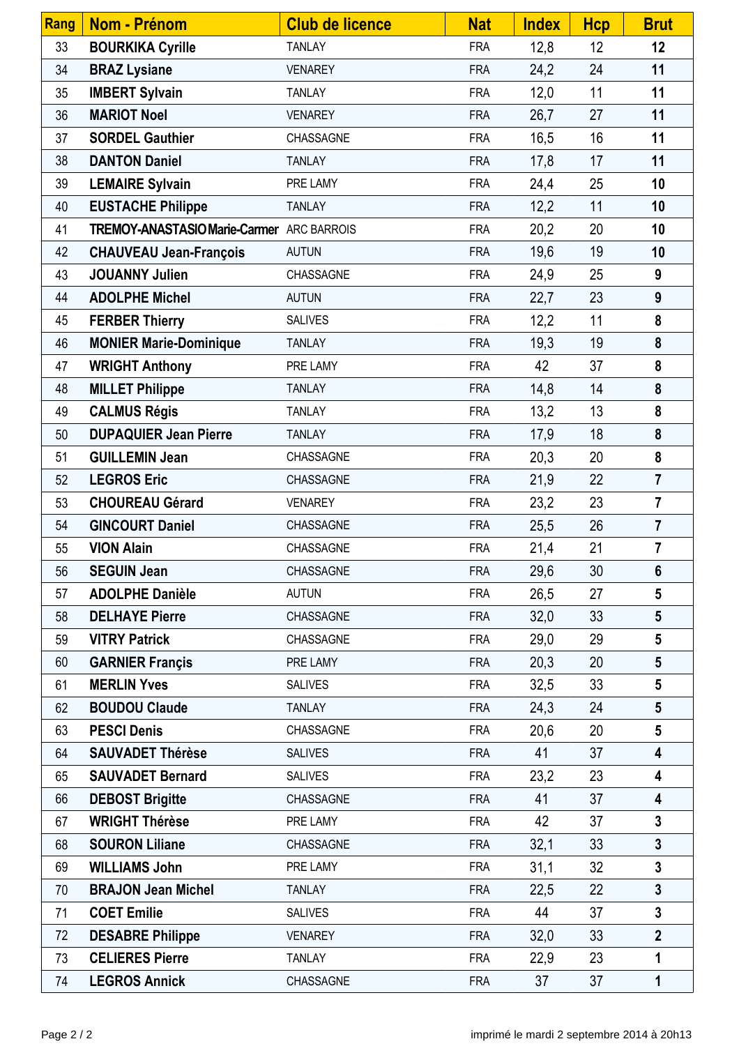| Rang | Nom - Prénom | Club de licence | Nat | Index | Hcp | Brut |
|---|---|---|---|---|---|---|
| 33 | **BOURKIKA Cyrille** | TANLAY | FRA | 12,8 | 12 | **12** |
| 34 | **BRAZ Lysiane** | VENAREY | FRA | 24,2 | 24 | **11** |
| 35 | **IMBERT Sylvain** | TANLAY | FRA | 12,0 | 11 | **11** |
| 36 | **MARIOT Noel** | VENAREY | FRA | 26,7 | 27 | **11** |
| 37 | **SORDEL Gauthier** | CHASSAGNE | FRA | 16,5 | 16 | **11** |
| 38 | **DANTON Daniel** | TANLAY | FRA | 17,8 | 17 | **11** |
| 39 | **LEMAIRE Sylvain** | PRE LAMY | FRA | 24,4 | 25 | **10** |
| 40 | **EUSTACHE Philippe** | TANLAY | FRA | 12,2 | 11 | **10** |
| 41 | **TREMOY-ANASTASIO Marie-Carmer** | ARC BARROIS | FRA | 20,2 | 20 | **10** |
| 42 | **CHAUVEAU Jean-François** | AUTUN | FRA | 19,6 | 19 | **10** |
| 43 | **JOUANNY Julien** | CHASSAGNE | FRA | 24,9 | 25 | **9** |
| 44 | **ADOLPHE Michel** | AUTUN | FRA | 22,7 | 23 | **9** |
| 45 | **FERBER Thierry** | SALIVES | FRA | 12,2 | 11 | **8** |
| 46 | **MONIER Marie-Dominique** | TANLAY | FRA | 19,3 | 19 | **8** |
| 47 | **WRIGHT Anthony** | PRE LAMY | FRA | 42 | 37 | **8** |
| 48 | **MILLET Philippe** | TANLAY | FRA | 14,8 | 14 | **8** |
| 49 | **CALMUS Régis** | TANLAY | FRA | 13,2 | 13 | **8** |
| 50 | **DUPAQUIER Jean Pierre** | TANLAY | FRA | 17,9 | 18 | **8** |
| 51 | **GUILLEMIN Jean** | CHASSAGNE | FRA | 20,3 | 20 | **8** |
| 52 | **LEGROS Eric** | CHASSAGNE | FRA | 21,9 | 22 | **7** |
| 53 | **CHOUREAU Gérard** | VENAREY | FRA | 23,2 | 23 | **7** |
| 54 | **GINCOURT Daniel** | CHASSAGNE | FRA | 25,5 | 26 | **7** |
| 55 | **VION Alain** | CHASSAGNE | FRA | 21,4 | 21 | **7** |
| 56 | **SEGUIN Jean** | CHASSAGNE | FRA | 29,6 | 30 | **6** |
| 57 | **ADOLPHE Danièle** | AUTUN | FRA | 26,5 | 27 | **5** |
| 58 | **DELHAYE Pierre** | CHASSAGNE | FRA | 32,0 | 33 | **5** |
| 59 | **VITRY Patrick** | CHASSAGNE | FRA | 29,0 | 29 | **5** |
| 60 | **GARNIER Frančis** | PRE LAMY | FRA | 20,3 | 20 | **5** |
| 61 | **MERLIN Yves** | SALIVES | FRA | 32,5 | 33 | **5** |
| 62 | **BOUDOU Claude** | TANLAY | FRA | 24,3 | 24 | **5** |
| 63 | **PESCI Denis** | CHASSAGNE | FRA | 20,6 | 20 | **5** |
| 64 | **SAUVADET Thérèse** | SALIVES | FRA | 41 | 37 | **4** |
| 65 | **SAUVADET Bernard** | SALIVES | FRA | 23,2 | 23 | **4** |
| 66 | **DEBOST Brigitte** | CHASSAGNE | FRA | 41 | 37 | **4** |
| 67 | **WRIGHT Thérèse** | PRE LAMY | FRA | 42 | 37 | **3** |
| 68 | **SOURON Liliane** | CHASSAGNE | FRA | 32,1 | 33 | **3** |
| 69 | **WILLIAMS John** | PRE LAMY | FRA | 31,1 | 32 | **3** |
| 70 | **BRAJON Jean Michel** | TANLAY | FRA | 22,5 | 22 | **3** |
| 71 | **COET Emilie** | SALIVES | FRA | 44 | 37 | **3** |
| 72 | **DESABRE Philippe** | VENAREY | FRA | 32,0 | 33 | **2** |
| 73 | **CELIERES Pierre** | TANLAY | FRA | 22,9 | 23 | **1** |
| 74 | **LEGROS Annick** | CHASSAGNE | FRA | 37 | 37 | **1** |

imprimé le mardi 2 septembre 2014 à 20h13